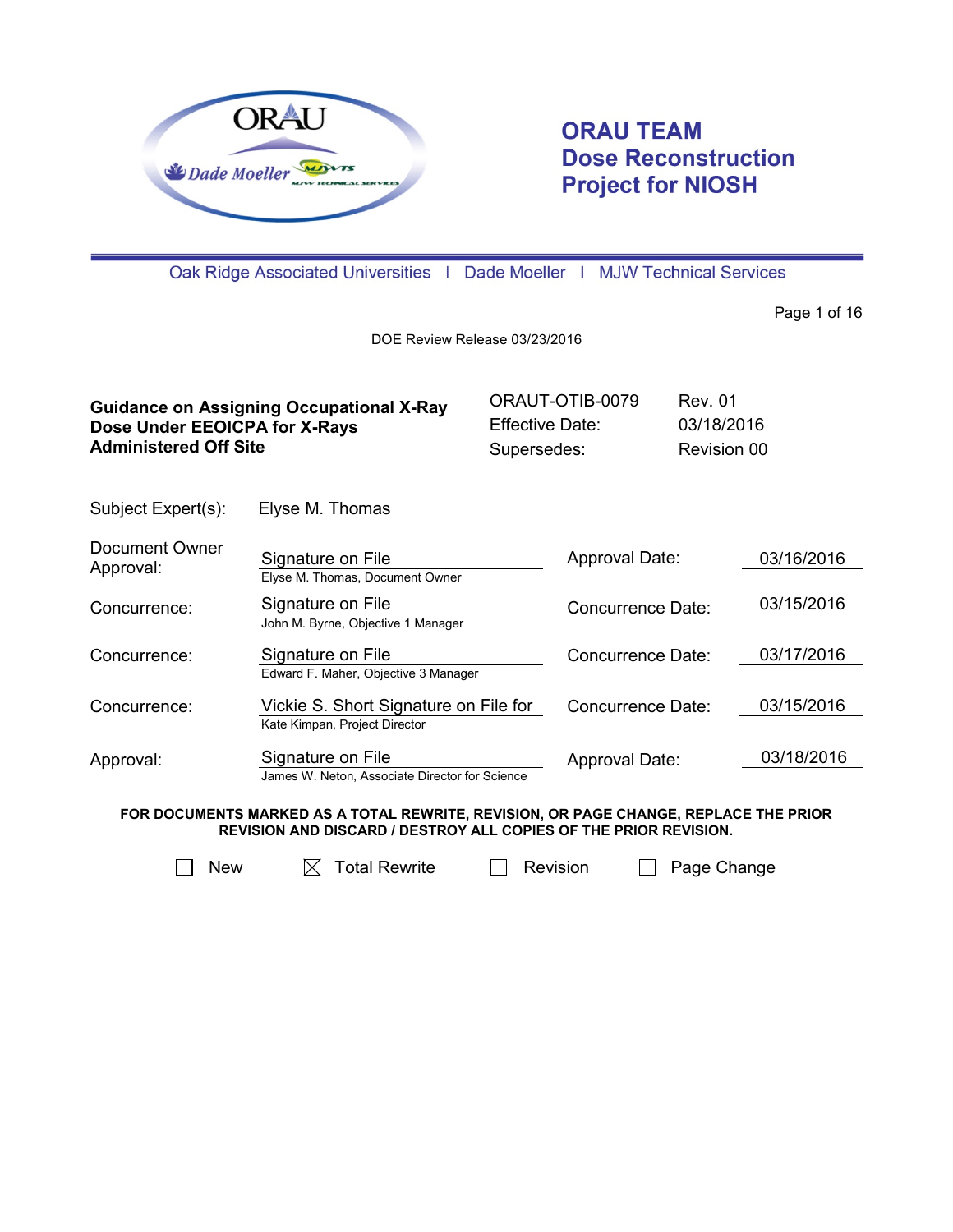# ORAU TEAM Dose Reconstruction Project for NIOSH

Oak Ridge Associated Universities | Dade Moeller | MJW Technical Services

DOE Review Release 03/23/2016

| **Guidance on Assigning Occupational X-Ray Dose Under EEOICPA for X-Rays Administered Off Site** | ORAUT-OTIB-0079 | Rev. 01 |
| --- | --- | --- |
| | Effective Date: | 03/18/2016 |
| | Supersedes: | Revision 00 |

Subject Expert(s): Elyse M. Thomas

| | | | |
| --- | --- | --- | --- |
| Document Owner Approval: | Signature on File<br>Elyse M. Thomas, Document Owner | Approval Date: | 03/16/2016 |
| Concurrence: | Signature on File<br>John M. Byrne, Objective 1 Manager | Concurrence Date: | 03/15/2016 |
| Concurrence: | Signature on File<br>Edward F. Maher, Objective 3 Manager | Concurrence Date: | 03/17/2016 |
| Concurrence: | Vickie S. Short Signature on File for<br>Kate Kimpan, Project Director | Concurrence Date: | 03/15/2016 |
| Approval: | Signature on File<br>James W. Neton, Associate Director for Science | Approval Date: | 03/18/2016 |

**FOR DOCUMENTS MARKED AS A TOTAL REWRITE, REVISION, OR PAGE CHANGE, REPLACE THE PRIOR REVISION AND DISCARD / DESTROY ALL COPIES OF THE PRIOR REVISION.**

☐ New ☒ Total Rewrite ☐ Revision ☐ Page Change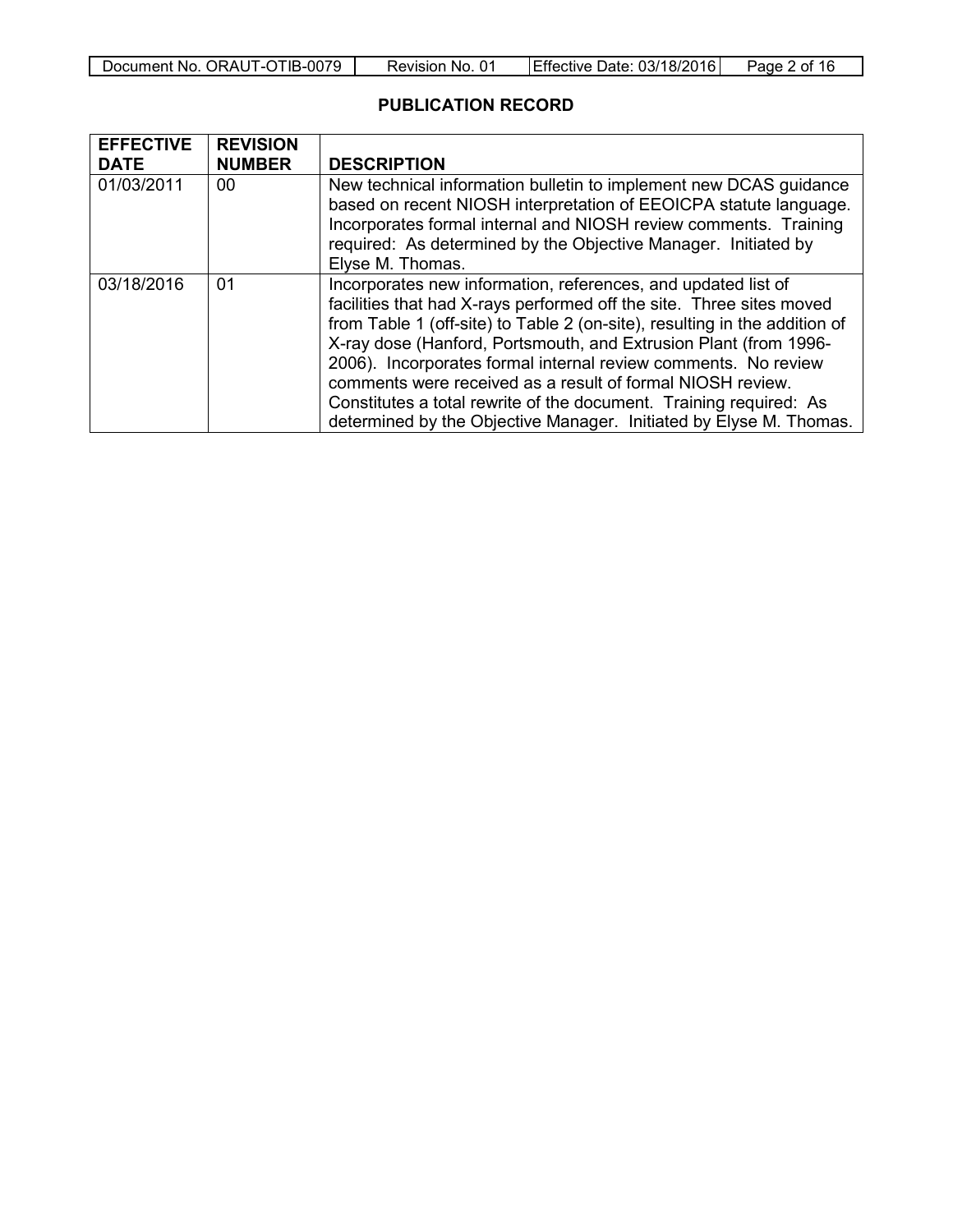## PUBLICATION RECORD

| EFFECTIVE DATE | REVISION NUMBER | DESCRIPTION |
|---|---|---|
| 01/03/2011 | 00 | New technical information bulletin to implement new DCAS guidance based on recent NIOSH interpretation of EEOICPA statute language. Incorporates formal internal and NIOSH review comments. Training required: As determined by the Objective Manager. Initiated by Elyse M. Thomas. |
| 03/18/2016 | 01 | Incorporates new information, references, and updated list of facilities that had X-rays performed off the site. Three sites moved from Table 1 (off-site) to Table 2 (on-site), resulting in the addition of X-ray dose (Hanford, Portsmouth, and Extrusion Plant (from 1996-2006). Incorporates formal internal review comments. No review comments were received as a result of formal NIOSH review. Constitutes a total rewrite of the document. Training required: As determined by the Objective Manager. Initiated by Elyse M. Thomas. |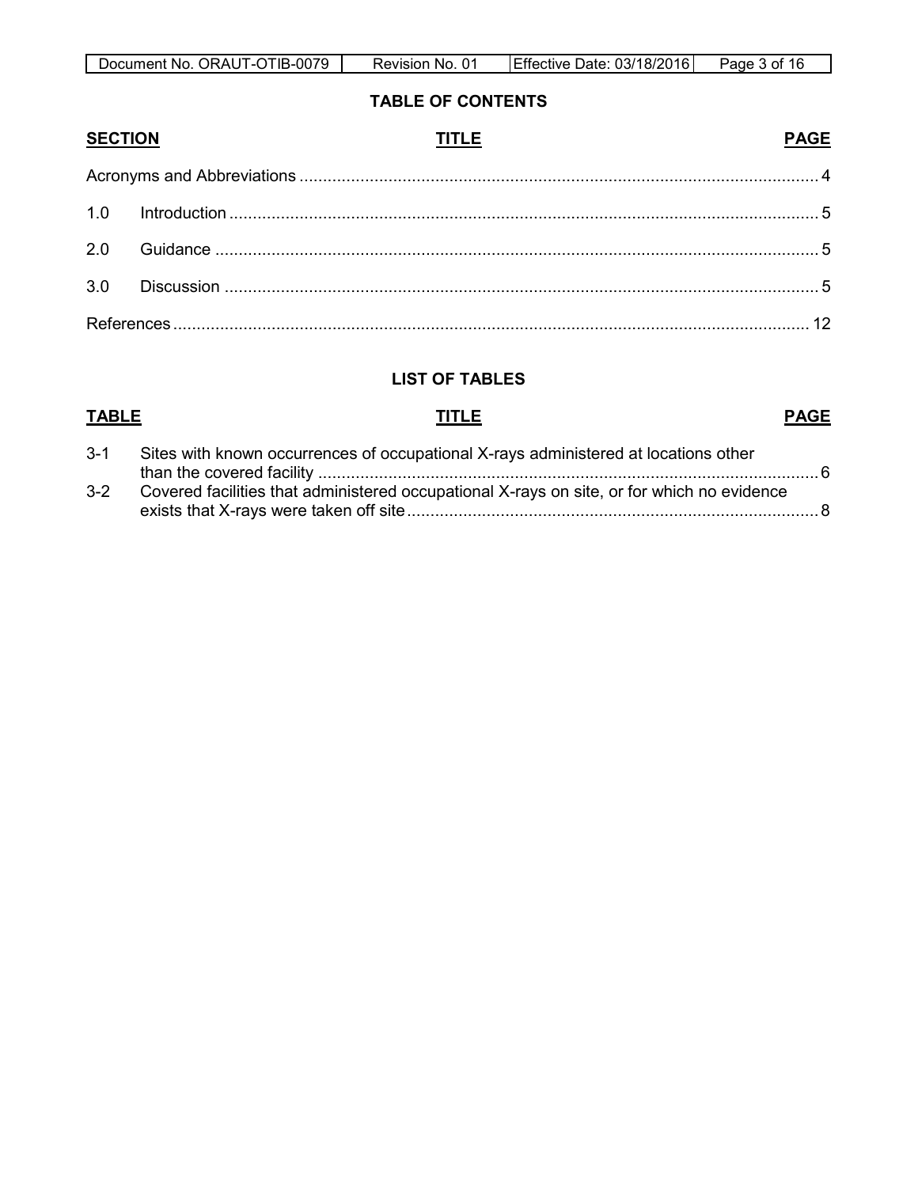## TABLE OF CONTENTS

| SECTION | TITLE | PAGE |
|---|---|---|
| Acronyms and Abbreviations | | 4 |
| 1.0 | Introduction | 5 |
| 2.0 | Guidance | 5 |
| 3.0 | Discussion | 5 |
| References | | 12 |

## LIST OF TABLES

| TABLE | TITLE | PAGE |
|---|---|---|
| 3-1 | Sites with known occurrences of occupational X-rays administered at locations other than the covered facility | 6 |
| 3-2 | Covered facilities that administered occupational X-rays on site, or for which no evidence exists that X-rays were taken off site | 8 |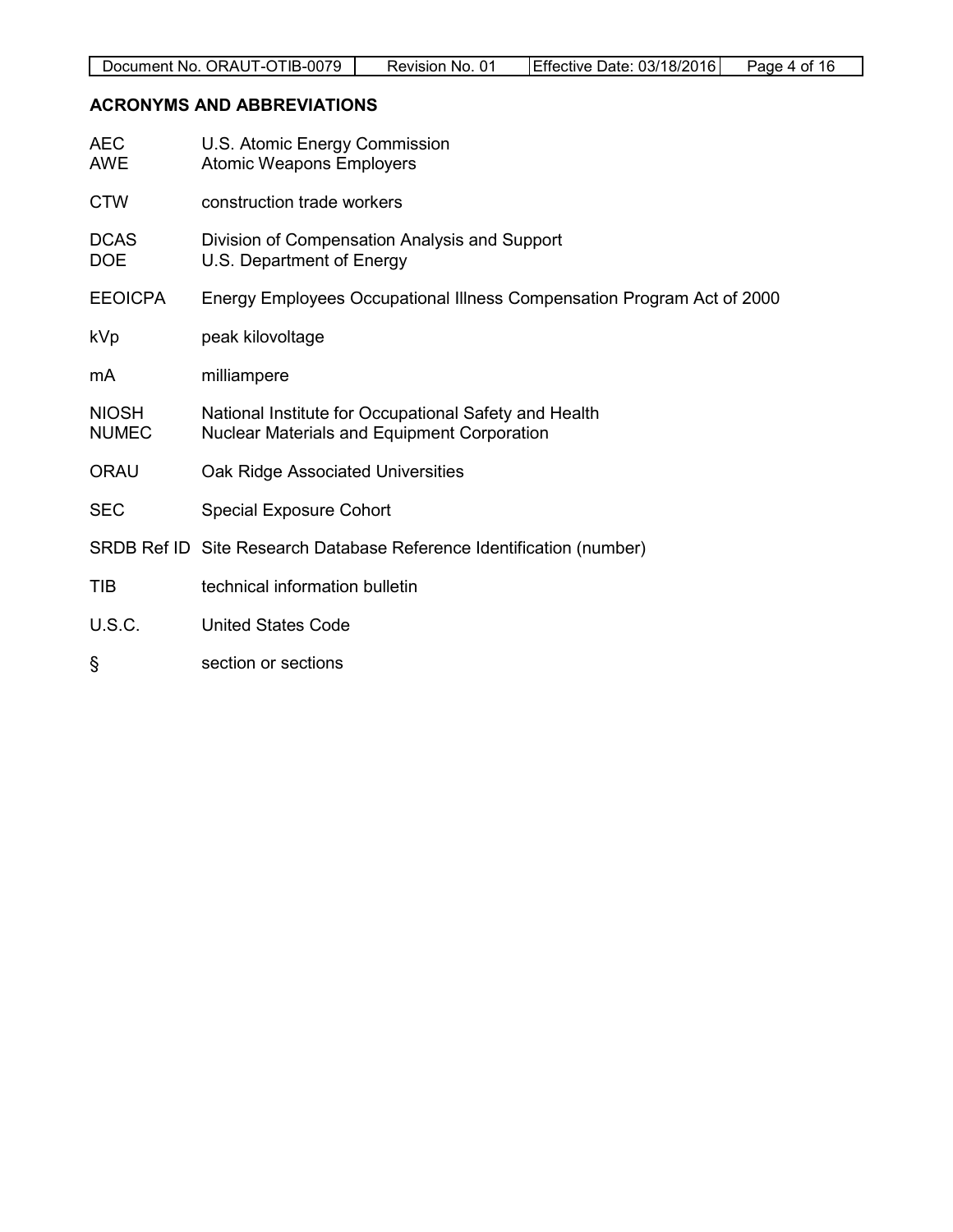## ACRONYMS AND ABBREVIATIONS

| | |
|---|---|
| AEC | U.S. Atomic Energy Commission |
| AWE | Atomic Weapons Employers |
| CTW | construction trade workers |
| DCAS | Division of Compensation Analysis and Support |
| DOE | U.S. Department of Energy |
| EEOICPA | Energy Employees Occupational Illness Compensation Program Act of 2000 |
| kVp | peak kilovoltage |
| mA | milliampere |
| NIOSH | National Institute for Occupational Safety and Health |
| NUMEC | Nuclear Materials and Equipment Corporation |
| ORAU | Oak Ridge Associated Universities |
| SEC | Special Exposure Cohort |
| SRDB Ref ID | Site Research Database Reference Identification (number) |
| TIB | technical information bulletin |
| U.S.C. | United States Code |
| § | section or sections |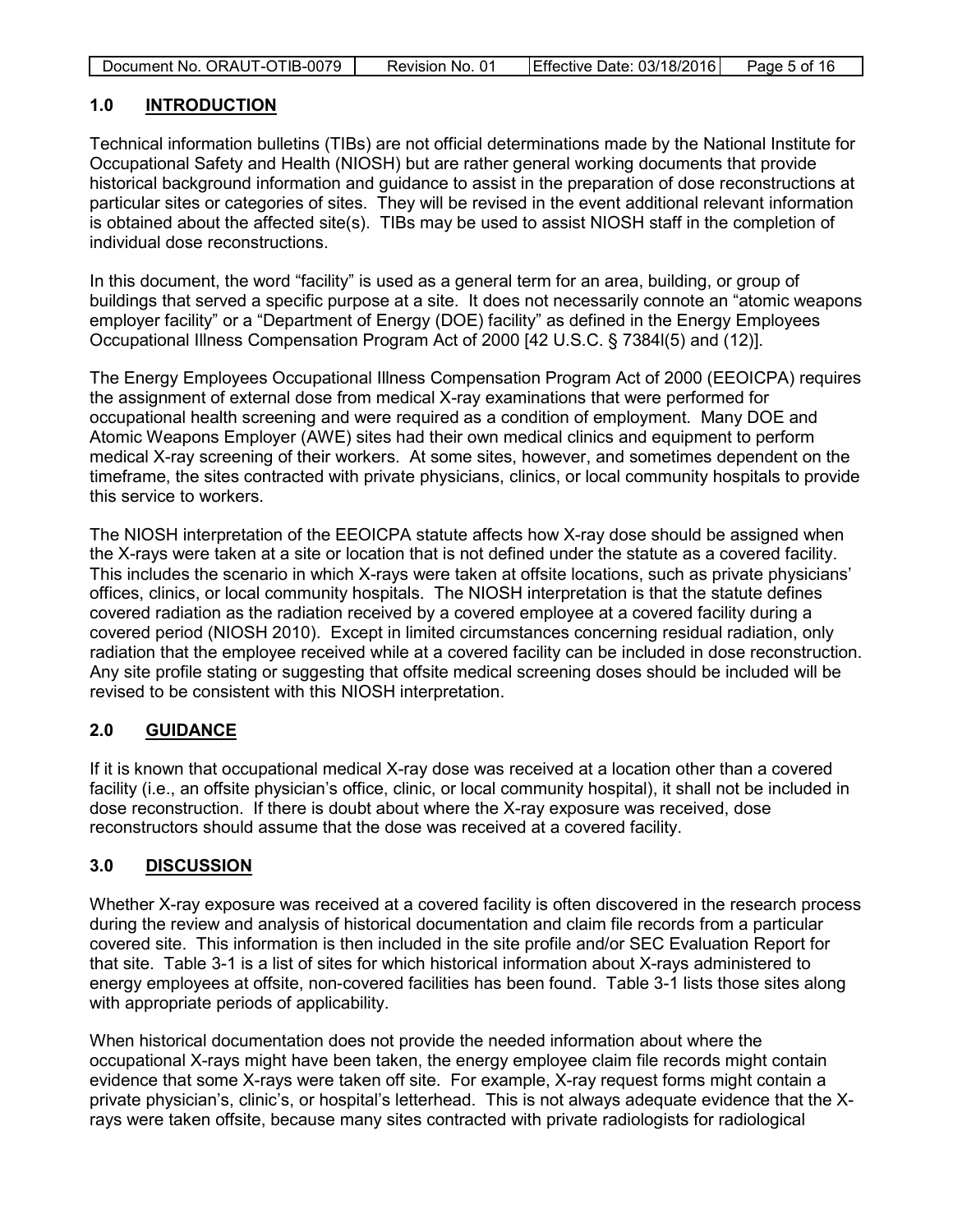## 1.0 INTRODUCTION

Technical information bulletins (TIBs) are not official determinations made by the National Institute for Occupational Safety and Health (NIOSH) but are rather general working documents that provide historical background information and guidance to assist in the preparation of dose reconstructions at particular sites or categories of sites. They will be revised in the event additional relevant information is obtained about the affected site(s). TIBs may be used to assist NIOSH staff in the completion of individual dose reconstructions.

In this document, the word "facility" is used as a general term for an area, building, or group of buildings that served a specific purpose at a site. It does not necessarily connote an "atomic weapons employer facility" or a "Department of Energy (DOE) facility" as defined in the Energy Employees Occupational Illness Compensation Program Act of 2000 [42 U.S.C. § 7384l(5) and (12)].

The Energy Employees Occupational Illness Compensation Program Act of 2000 (EEOICPA) requires the assignment of external dose from medical X-ray examinations that were performed for occupational health screening and were required as a condition of employment. Many DOE and Atomic Weapons Employer (AWE) sites had their own medical clinics and equipment to perform medical X-ray screening of their workers. At some sites, however, and sometimes dependent on the timeframe, the sites contracted with private physicians, clinics, or local community hospitals to provide this service to workers.

The NIOSH interpretation of the EEOICPA statute affects how X-ray dose should be assigned when the X-rays were taken at a site or location that is not defined under the statute as a covered facility. This includes the scenario in which X-rays were taken at offsite locations, such as private physicians' offices, clinics, or local community hospitals. The NIOSH interpretation is that the statute defines covered radiation as the radiation received by a covered employee at a covered facility during a covered period (NIOSH 2010). Except in limited circumstances concerning residual radiation, only radiation that the employee received while at a covered facility can be included in dose reconstruction. Any site profile stating or suggesting that offsite medical screening doses should be included will be revised to be consistent with this NIOSH interpretation.

## 2.0 GUIDANCE

If it is known that occupational medical X-ray dose was received at a location other than a covered facility (i.e., an offsite physician's office, clinic, or local community hospital), it shall not be included in dose reconstruction. If there is doubt about where the X-ray exposure was received, dose reconstructors should assume that the dose was received at a covered facility.

## 3.0 DISCUSSION

Whether X-ray exposure was received at a covered facility is often discovered in the research process during the review and analysis of historical documentation and claim file records from a particular covered site. This information is then included in the site profile and/or SEC Evaluation Report for that site. Table 3-1 is a list of sites for which historical information about X-rays administered to energy employees at offsite, non-covered facilities has been found. Table 3-1 lists those sites along with appropriate periods of applicability.

When historical documentation does not provide the needed information about where the occupational X-rays might have been taken, the energy employee claim file records might contain evidence that some X-rays were taken off site. For example, X-ray request forms might contain a private physician's, clinic's, or hospital's letterhead. This is not always adequate evidence that the X-rays were taken offsite, because many sites contracted with private radiologists for radiological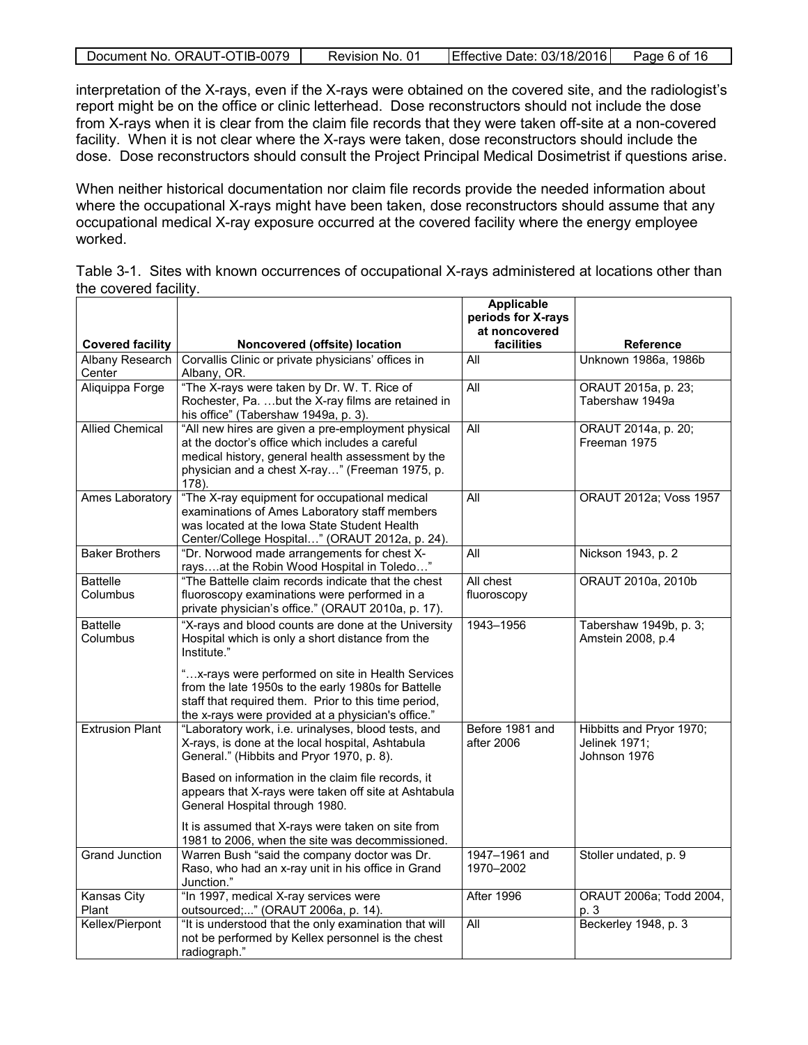interpretation of the X-rays, even if the X-rays were obtained on the covered site, and the radiologist's report might be on the office or clinic letterhead. Dose reconstructors should not include the dose from X-rays when it is clear from the claim file records that they were taken off-site at a non-covered facility. When it is not clear where the X-rays were taken, dose reconstructors should include the dose. Dose reconstructors should consult the Project Principal Medical Dosimetrist if questions arise.

When neither historical documentation nor claim file records provide the needed information about where the occupational X-rays might have been taken, dose reconstructors should assume that any occupational medical X-ray exposure occurred at the covered facility where the energy employee worked.

Table 3-1. Sites with known occurrences of occupational X-rays administered at locations other than the covered facility.

| Covered facility | Noncovered (offsite) location | Applicable periods for X-rays at noncovered facilities | Reference |
|---|---|---|---|
| Albany Research Center | Corvallis Clinic or private physicians' offices in Albany, OR. | All | Unknown 1986a, 1986b |
| Aliquippa Forge | "The X-rays were taken by Dr. W. T. Rice of Rochester, Pa. …but the X-ray films are retained in his office" (Tabershaw 1949a, p. 3). | All | ORAUT 2015a, p. 23; Tabershaw 1949a |
| Allied Chemical | "All new hires are given a pre-employment physical at the doctor's office which includes a careful medical history, general health assessment by the physician and a chest X-ray…" (Freeman 1975, p. 178). | All | ORAUT 2014a, p. 20; Freeman 1975 |
| Ames Laboratory | "The X-ray equipment for occupational medical examinations of Ames Laboratory staff members was located at the Iowa State Student Health Center/College Hospital…" (ORAUT 2012a, p. 24). | All | ORAUT 2012a; Voss 1957 |
| Baker Brothers | "Dr. Norwood made arrangements for chest X-rays….at the Robin Wood Hospital in Toledo…" | All | Nickson 1943, p. 2 |
| Battelle Columbus | "The Battelle claim records indicate that the chest fluoroscopy examinations were performed in a private physician's office." (ORAUT 2010a, p. 17). | All chest fluoroscopy | ORAUT 2010a, 2010b |
| Battelle Columbus | "X-rays and blood counts are done at the University Hospital which is only a short distance from the Institute." "…x-rays were performed on site in Health Services from the late 1950s to the early 1980s for Battelle staff that required them. Prior to this time period, the x-rays were provided at a physician's office." | 1943–1956 | Tabershaw 1949b, p. 3; Amstein 2008, p.4 |
| Extrusion Plant | "Laboratory work, i.e. urinalyses, blood tests, and X-rays, is done at the local hospital, Ashtabula General." (Hibbitts and Pryor 1970, p. 8). Based on information in the claim file records, it appears that X-rays were taken off site at Ashtabula General Hospital through 1980. It is assumed that X-rays were taken on site from 1981 to 2006, when the site was decommissioned. | Before 1981 and after 2006 | Hibbitts and Pryor 1970; Jelinek 1971; Johnson 1976 |
| Grand Junction | Warren Bush "said the company doctor was Dr. Raso, who had an x-ray unit in his office in Grand Junction." | 1947–1961 and 1970–2002 | Stoller undated, p. 9 |
| Kansas City Plant | "In 1997, medical X-ray services were outsourced;..." (ORAUT 2006a, p. 14). | After 1996 | ORAUT 2006a; Todd 2004, p. 3 |
| Kellex/Pierpont | "It is understood that the only examination that will not be performed by Kellex personnel is the chest radiograph." | All | Beckerley 1948, p. 3 |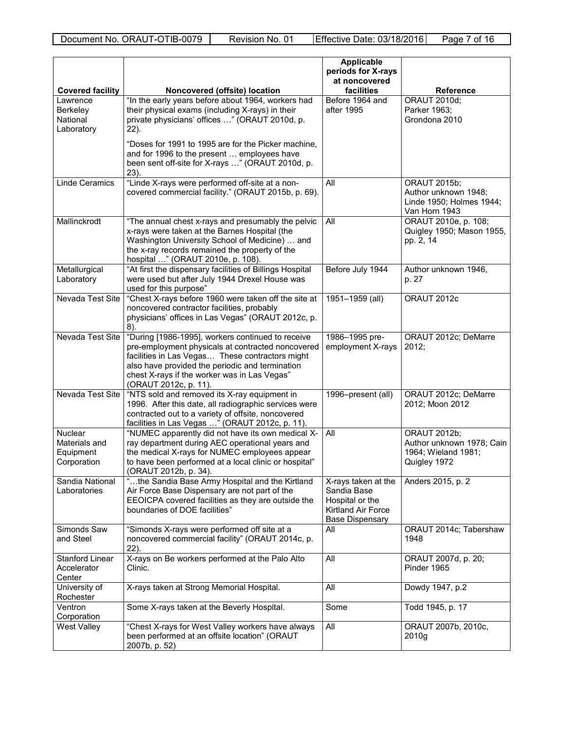| Covered facility | Noncovered (offsite) location | Applicable periods for X-rays at noncovered facilities | Reference |
|---|---|---|---|
| Lawrence Berkeley National Laboratory | "In the early years before about 1964, workers had their physical exams (including X-rays) in their private physicians' offices …" (ORAUT 2010d, p. 22).<br><br>"Doses for 1991 to 1995 are for the Picker machine, and for 1996 to the present … employees have been sent off-site for X-rays …" (ORAUT 2010d, p. 23). | Before 1964 and after 1995 | ORAUT 2010d; Parker 1963; Grondona 2010 |
| Linde Ceramics | "Linde X-rays were performed off-site at a non-covered commercial facility." (ORAUT 2015b, p. 69). | All | ORAUT 2015b; Author unknown 1948; Linde 1950; Holmes 1944; Van Horn 1943 |
| Mallinckrodt | "The annual chest x-rays and presumably the pelvic x-rays were taken at the Barnes Hospital (the Washington University School of Medicine) … and the x-ray records remained the property of the hospital …" (ORAUT 2010e, p. 108). | All | ORAUT 2010e, p. 108; Quigley 1950; Mason 1955, pp. 2, 14 |
| Metallurgical Laboratory | "At first the dispensary facilities of Billings Hospital were used but after July 1944 Drexel House was used for this purpose" | Before July 1944 | Author unknown 1946, p. 27 |
| Nevada Test Site | "Chest X-rays before 1960 were taken off the site at noncovered contractor facilities, probably physicians' offices in Las Vegas" (ORAUT 2012c, p. 8). | 1951–1959 (all) | ORAUT 2012c |
| Nevada Test Site | "During [1986-1995], workers continued to receive pre-employment physicals at contracted noncovered facilities in Las Vegas… These contractors might also have provided the periodic and termination chest X-rays if the worker was in Las Vegas" (ORAUT 2012c, p. 11). | 1986–1995 pre-employment X-rays | ORAUT 2012c; DeMarre 2012; |
| Nevada Test Site | "NTS sold and removed its X-ray equipment in 1996. After this date, all radiographic services were contracted out to a variety of offsite, noncovered facilities in Las Vegas …" (ORAUT 2012c, p. 11). | 1996–present (all) | ORAUT 2012c; DeMarre 2012; Moon 2012 |
| Nuclear Materials and Equipment Corporation | "NUMEC apparently did not have its own medical X-ray department during AEC operational years and the medical X-rays for NUMEC employees appear to have been performed at a local clinic or hospital" (ORAUT 2012b, p. 34). | All | ORAUT 2012b; Author unknown 1978; Cain 1964; Wieland 1981; Quigley 1972 |
| Sandia National Laboratories | "…the Sandia Base Army Hospital and the Kirtland Air Force Base Dispensary are not part of the EEOICPA covered facilities as they are outside the boundaries of DOE facilities" | X-rays taken at the Sandia Base Hospital or the Kirtland Air Force Base Dispensary | Anders 2015, p. 2 |
| Simonds Saw and Steel | "Simonds X-rays were performed off site at a noncovered commercial facility" (ORAUT 2014c, p. 22). | All | ORAUT 2014c; Tabershaw 1948 |
| Stanford Linear Accelerator Center | X-rays on Be workers performed at the Palo Alto Clinic. | All | ORAUT 2007d, p. 20; Pinder 1965 |
| University of Rochester | X-rays taken at Strong Memorial Hospital. | All | Dowdy 1947, p.2 |
| Ventron Corporation | Some X-rays taken at the Beverly Hospital. | Some | Todd 1945, p. 17 |
| West Valley | "Chest X-rays for West Valley workers have always been performed at an offsite location" (ORAUT 2007b, p. 52) | All | ORAUT 2007b, 2010c, 2010g |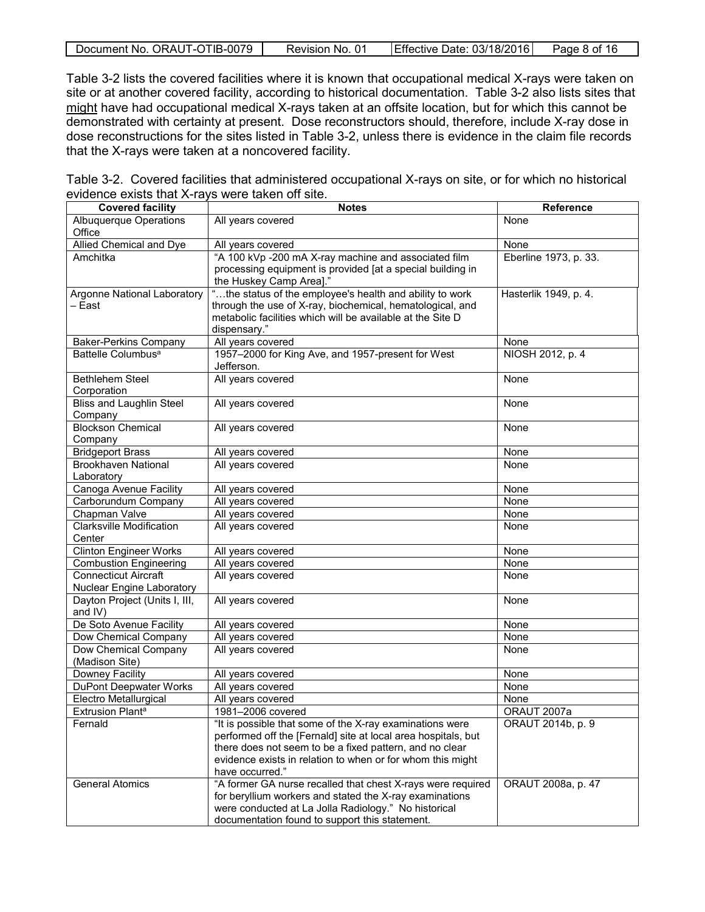Table 3-2 lists the covered facilities where it is known that occupational medical X-rays were taken on site or at another covered facility, according to historical documentation. Table 3-2 also lists sites that might have had occupational medical X-rays taken at an offsite location, but for which this cannot be demonstrated with certainty at present. Dose reconstructors should, therefore, include X-ray dose in dose reconstructions for the sites listed in Table 3-2, unless there is evidence in the claim file records that the X-rays were taken at a noncovered facility.

Table 3-2. Covered facilities that administered occupational X-rays on site, or for which no historical evidence exists that X-rays were taken off site.

| Covered facility | Notes | Reference |
|---|---|---|
| Albuquerque Operations Office | All years covered | None |
| Allied Chemical and Dye | All years covered | None |
| Amchitka | "A 100 kVp -200 mA X-ray machine and associated film processing equipment is provided [at a special building in the Huskey Camp Area]." | Eberline 1973, p. 33. |
| Argonne National Laboratory – East | "…the status of the employee's health and ability to work through the use of X-ray, biochemical, hematological, and metabolic facilities which will be available at the Site D dispensary." | Hasterlik 1949, p. 4. |
| Baker-Perkins Company | All years covered | None |
| Battelle Columbus[a] | 1957–2000 for King Ave, and 1957-present for West Jefferson. | NIOSH 2012, p. 4 |
| Bethlehem Steel Corporation | All years covered | None |
| Bliss and Laughlin Steel Company | All years covered | None |
| Blockson Chemical Company | All years covered | None |
| Bridgeport Brass | All years covered | None |
| Brookhaven National Laboratory | All years covered | None |
| Canoga Avenue Facility | All years covered | None |
| Carborundum Company | All years covered | None |
| Chapman Valve | All years covered | None |
| Clarksville Modification Center | All years covered | None |
| Clinton Engineer Works | All years covered | None |
| Combustion Engineering | All years covered | None |
| Connecticut Aircraft Nuclear Engine Laboratory | All years covered | None |
| Dayton Project (Units I, III, and IV) | All years covered | None |
| De Soto Avenue Facility | All years covered | None |
| Dow Chemical Company | All years covered | None |
| Dow Chemical Company (Madison Site) | All years covered | None |
| Downey Facility | All years covered | None |
| DuPont Deepwater Works | All years covered | None |
| Electro Metallurgical | All years covered | None |
| Extrusion Plant[a] | 1981–2006 covered | ORAUT 2007a |
| Fernald | "It is possible that some of the X-ray examinations were performed off the [Fernald] site at local area hospitals, but there does not seem to be a fixed pattern, and no clear evidence exists in relation to when or for whom this might have occurred." | ORAUT 2014b, p. 9 |
| General Atomics | "A former GA nurse recalled that chest X-rays were required for beryllium workers and stated the X-ray examinations were conducted at La Jolla Radiology." No historical documentation found to support this statement. | ORAUT 2008a, p. 47 |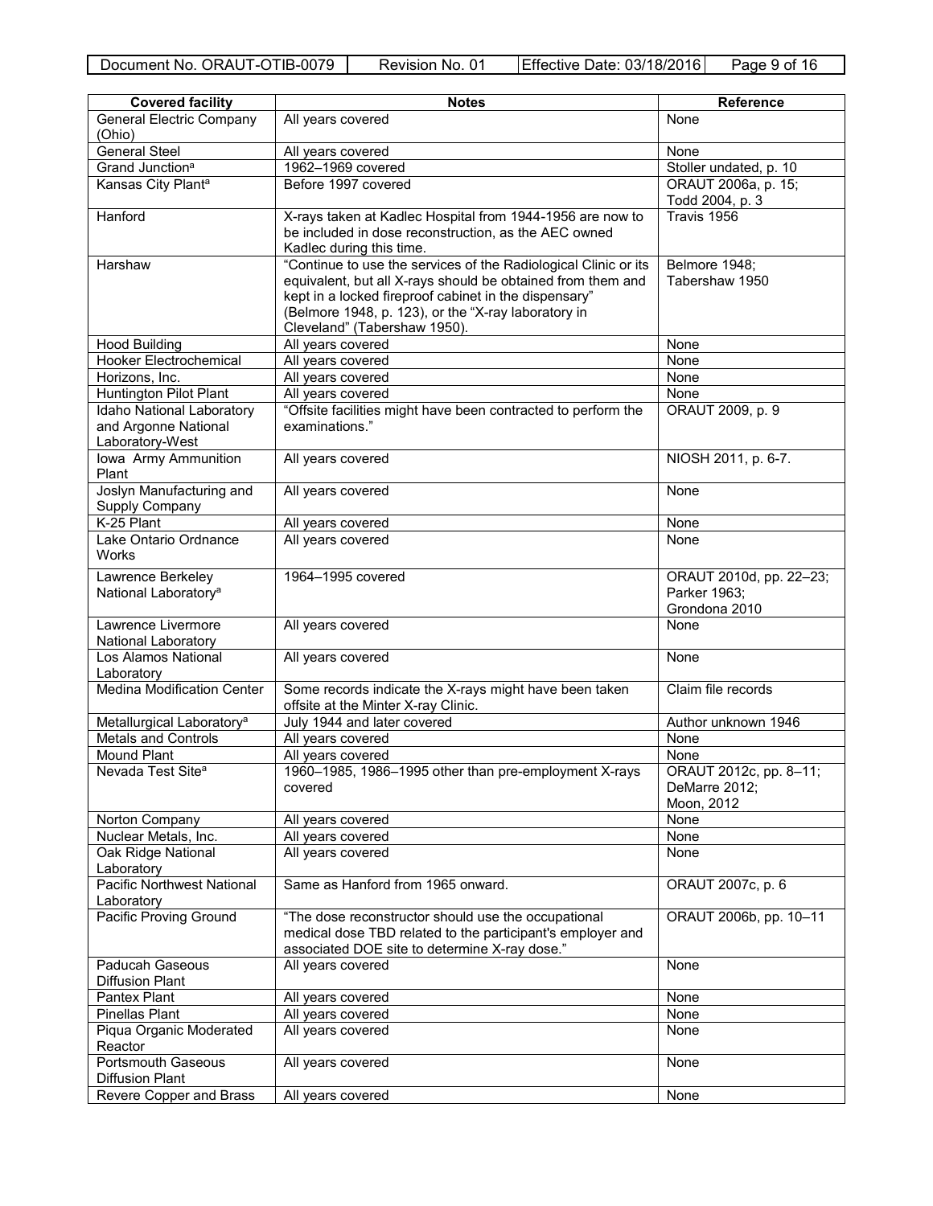| Covered facility | Notes | Reference |
|---|---|---|
| General Electric Company (Ohio) | All years covered | None |
| General Steel | All years covered | None |
| Grand Junction[a] | 1962–1969 covered | Stoller undated, p. 10 |
| Kansas City Plant[a] | Before 1997 covered | ORAUT 2006a, p. 15; Todd 2004, p. 3 |
| Hanford | X-rays taken at Kadlec Hospital from 1944-1956 are now to be included in dose reconstruction, as the AEC owned Kadlec during this time. | Travis 1956 |
| Harshaw | "Continue to use the services of the Radiological Clinic or its equivalent, but all X-rays should be obtained from them and kept in a locked fireproof cabinet in the dispensary" (Belmore 1948, p. 123), or the "X-ray laboratory in Cleveland" (Tabershaw 1950). | Belmore 1948; Tabershaw 1950 |
| Hood Building | All years covered | None |
| Hooker Electrochemical | All years covered | None |
| Horizons, Inc. | All years covered | None |
| Huntington Pilot Plant | All years covered | None |
| Idaho National Laboratory and Argonne National Laboratory-West | "Offsite facilities might have been contracted to perform the examinations." | ORAUT 2009, p. 9 |
| Iowa Army Ammunition Plant | All years covered | NIOSH 2011, p. 6-7. |
| Joslyn Manufacturing and Supply Company | All years covered | None |
| K-25 Plant | All years covered | None |
| Lake Ontario Ordnance Works | All years covered | None |
| Lawrence Berkeley National Laboratory[a] | 1964–1995 covered | ORAUT 2010d, pp. 22–23; Parker 1963; Grondona 2010 |
| Lawrence Livermore National Laboratory | All years covered | None |
| Los Alamos National Laboratory | All years covered | None |
| Medina Modification Center | Some records indicate the X-rays might have been taken offsite at the Minter X-ray Clinic. | Claim file records |
| Metallurgical Laboratory[a] | July 1944 and later covered | Author unknown 1946 |
| Metals and Controls | All years covered | None |
| Mound Plant | All years covered | None |
| Nevada Test Site[a] | 1960–1985, 1986–1995 other than pre-employment X-rays covered | ORAUT 2012c, pp. 8–11; DeMarre 2012; Moon, 2012 |
| Norton Company | All years covered | None |
| Nuclear Metals, Inc. | All years covered | None |
| Oak Ridge National Laboratory | All years covered | None |
| Pacific Northwest National Laboratory | Same as Hanford from 1965 onward. | ORAUT 2007c, p. 6 |
| Pacific Proving Ground | "The dose reconstructor should use the occupational medical dose TBD related to the participant's employer and associated DOE site to determine X-ray dose." | ORAUT 2006b, pp. 10–11 |
| Paducah Gaseous Diffusion Plant | All years covered | None |
| Pantex Plant | All years covered | None |
| Pinellas Plant | All years covered | None |
| Piqua Organic Moderated Reactor | All years covered | None |
| Portsmouth Gaseous Diffusion Plant | All years covered | None |
| Revere Copper and Brass | All years covered | None |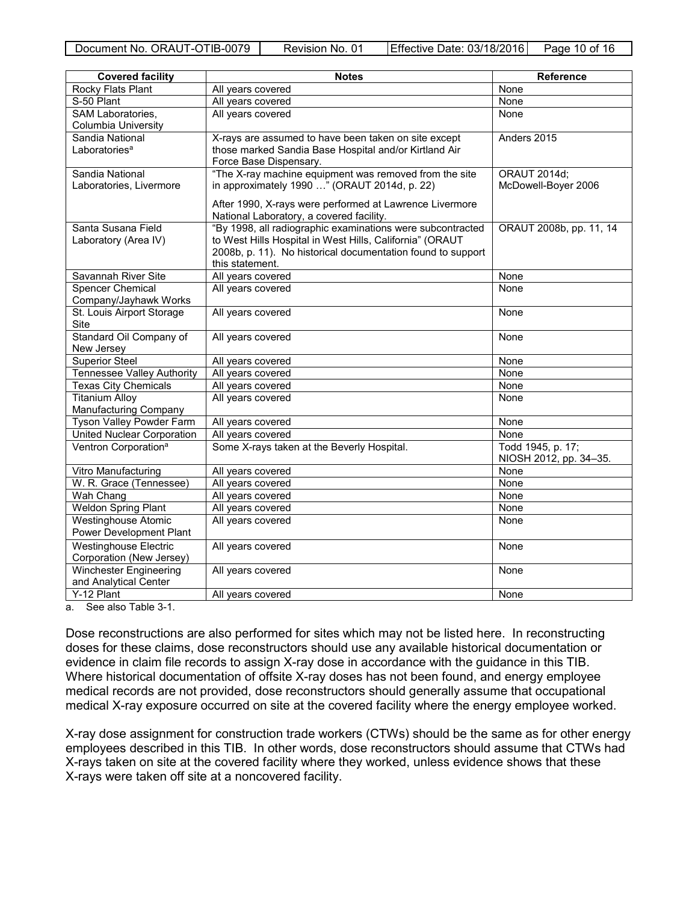| Covered facility | Notes | Reference |
|---|---|---|
| Rocky Flats Plant | All years covered | None |
| S-50 Plant | All years covered | None |
| SAM Laboratories, Columbia University | All years covered | None |
| Sandia National Laboratories[a] | X-rays are assumed to have been taken on site except those marked Sandia Base Hospital and/or Kirtland Air Force Base Dispensary. | Anders 2015 |
| Sandia National Laboratories, Livermore | "The X-ray machine equipment was removed from the site in approximately 1990 …" (ORAUT 2014d, p. 22)<br><br>After 1990, X-rays were performed at Lawrence Livermore National Laboratory, a covered facility. | ORAUT 2014d; McDowell-Boyer 2006 |
| Santa Susana Field Laboratory (Area IV) | "By 1998, all radiographic examinations were subcontracted to West Hills Hospital in West Hills, California" (ORAUT 2008b, p. 11). No historical documentation found to support this statement. | ORAUT 2008b, pp. 11, 14 |
| Savannah River Site | All years covered | None |
| Spencer Chemical Company/Jayhawk Works | All years covered | None |
| St. Louis Airport Storage Site | All years covered | None |
| Standard Oil Company of New Jersey | All years covered | None |
| Superior Steel | All years covered | None |
| Tennessee Valley Authority | All years covered | None |
| Texas City Chemicals | All years covered | None |
| Titanium Alloy Manufacturing Company | All years covered | None |
| Tyson Valley Powder Farm | All years covered | None |
| United Nuclear Corporation | All years covered | None |
| Ventron Corporation[a] | Some X-rays taken at the Beverly Hospital. | Todd 1945, p. 17; NIOSH 2012, pp. 34–35. |
| Vitro Manufacturing | All years covered | None |
| W. R. Grace (Tennessee) | All years covered | None |
| Wah Chang | All years covered | None |
| Weldon Spring Plant | All years covered | None |
| Westinghouse Atomic Power Development Plant | All years covered | None |
| Westinghouse Electric Corporation (New Jersey) | All years covered | None |
| Winchester Engineering and Analytical Center | All years covered | None |
| Y-12 Plant | All years covered | None |

a. See also Table 3-1.

Dose reconstructions are also performed for sites which may not be listed here. In reconstructing doses for these claims, dose reconstructors should use any available historical documentation or evidence in claim file records to assign X-ray dose in accordance with the guidance in this TIB. Where historical documentation of offsite X-ray doses has not been found, and energy employee medical records are not provided, dose reconstructors should generally assume that occupational medical X-ray exposure occurred on site at the covered facility where the energy employee worked.

X-ray dose assignment for construction trade workers (CTWs) should be the same as for other energy employees described in this TIB. In other words, dose reconstructors should assume that CTWs had X-rays taken on site at the covered facility where they worked, unless evidence shows that these X-rays were taken off site at a noncovered facility.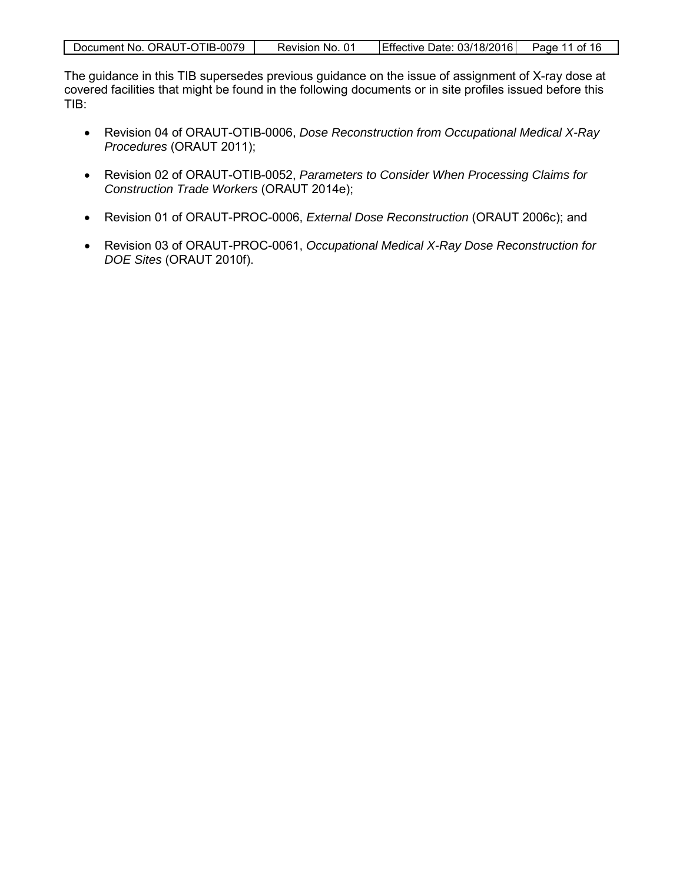The guidance in this TIB supersedes previous guidance on the issue of assignment of X-ray dose at covered facilities that might be found in the following documents or in site profiles issued before this TIB:

- Revision 04 of ORAUT-OTIB-0006, *Dose Reconstruction from Occupational Medical X-Ray Procedures* (ORAUT 2011);
- Revision 02 of ORAUT-OTIB-0052, *Parameters to Consider When Processing Claims for Construction Trade Workers* (ORAUT 2014e);
- Revision 01 of ORAUT-PROC-0006, *External Dose Reconstruction* (ORAUT 2006c); and
- Revision 03 of ORAUT-PROC-0061, *Occupational Medical X-Ray Dose Reconstruction for DOE Sites* (ORAUT 2010f).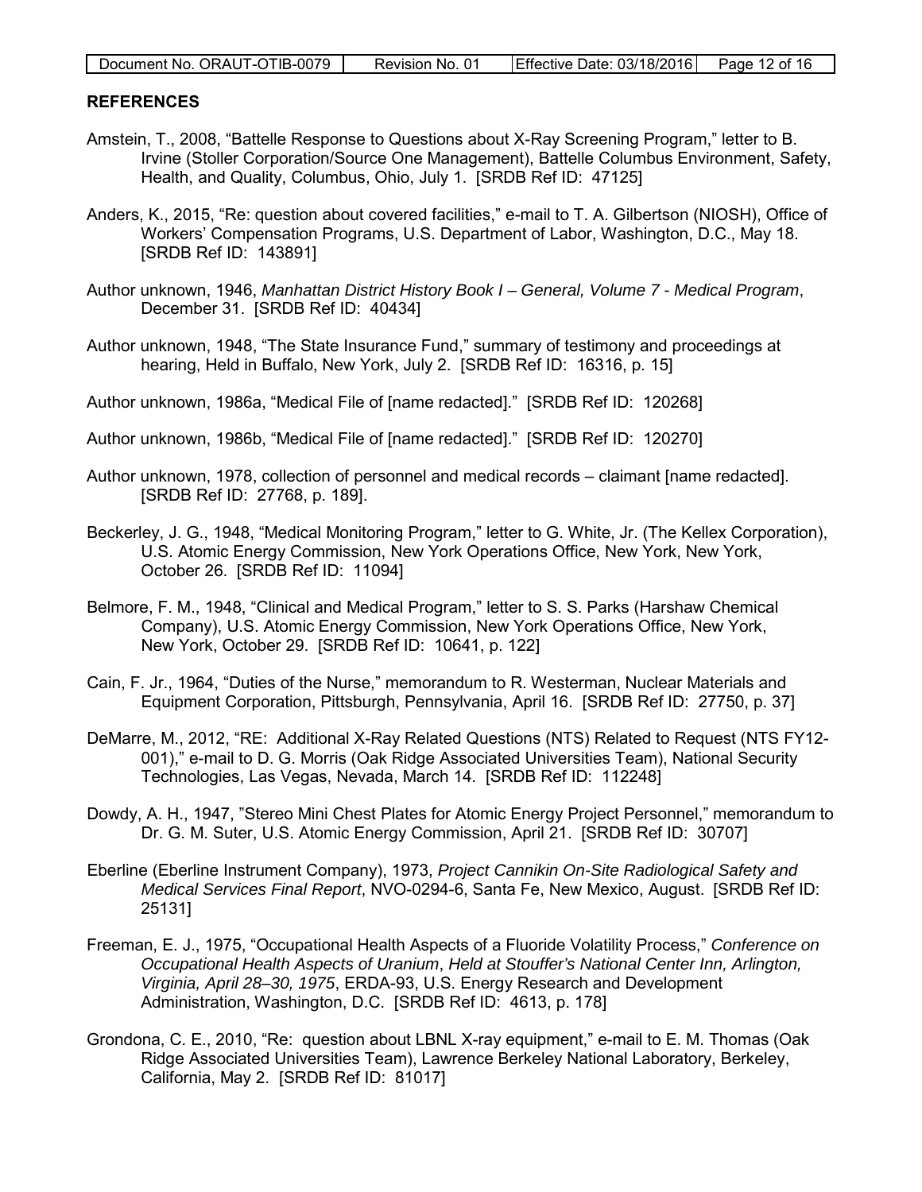## REFERENCES

Amstein, T., 2008, "Battelle Response to Questions about X-Ray Screening Program," letter to B. Irvine (Stoller Corporation/Source One Management), Battelle Columbus Environment, Safety, Health, and Quality, Columbus, Ohio, July 1. [SRDB Ref ID: 47125]

Anders, K., 2015, "Re: question about covered facilities," e-mail to T. A. Gilbertson (NIOSH), Office of Workers' Compensation Programs, U.S. Department of Labor, Washington, D.C., May 18. [SRDB Ref ID: 143891]

Author unknown, 1946, *Manhattan District History Book I – General, Volume 7 - Medical Program*, December 31. [SRDB Ref ID: 40434]

Author unknown, 1948, "The State Insurance Fund," summary of testimony and proceedings at hearing, Held in Buffalo, New York, July 2. [SRDB Ref ID: 16316, p. 15]

Author unknown, 1986a, "Medical File of [name redacted]." [SRDB Ref ID: 120268]

Author unknown, 1986b, "Medical File of [name redacted]." [SRDB Ref ID: 120270]

Author unknown, 1978, collection of personnel and medical records – claimant [name redacted]. [SRDB Ref ID: 27768, p. 189].

Beckerley, J. G., 1948, "Medical Monitoring Program," letter to G. White, Jr. (The Kellex Corporation), U.S. Atomic Energy Commission, New York Operations Office, New York, New York, October 26. [SRDB Ref ID: 11094]

Belmore, F. M., 1948, "Clinical and Medical Program," letter to S. S. Parks (Harshaw Chemical Company), U.S. Atomic Energy Commission, New York Operations Office, New York, New York, October 29. [SRDB Ref ID: 10641, p. 122]

Cain, F. Jr., 1964, "Duties of the Nurse," memorandum to R. Westerman, Nuclear Materials and Equipment Corporation, Pittsburgh, Pennsylvania, April 16. [SRDB Ref ID: 27750, p. 37]

DeMarre, M., 2012, "RE: Additional X-Ray Related Questions (NTS) Related to Request (NTS FY12-001)," e-mail to D. G. Morris (Oak Ridge Associated Universities Team), National Security Technologies, Las Vegas, Nevada, March 14. [SRDB Ref ID: 112248]

Dowdy, A. H., 1947, "Stereo Mini Chest Plates for Atomic Energy Project Personnel," memorandum to Dr. G. M. Suter, U.S. Atomic Energy Commission, April 21. [SRDB Ref ID: 30707]

Eberline (Eberline Instrument Company), 1973, *Project Cannikin On-Site Radiological Safety and Medical Services Final Report*, NVO-0294-6, Santa Fe, New Mexico, August. [SRDB Ref ID: 25131]

Freeman, E. J., 1975, "Occupational Health Aspects of a Fluoride Volatility Process," *Conference on Occupational Health Aspects of Uranium*, *Held at Stouffer's National Center Inn, Arlington, Virginia, April 28–30, 1975*, ERDA-93, U.S. Energy Research and Development Administration, Washington, D.C. [SRDB Ref ID: 4613, p. 178]

Grondona, C. E., 2010, "Re: question about LBNL X-ray equipment," e-mail to E. M. Thomas (Oak Ridge Associated Universities Team), Lawrence Berkeley National Laboratory, Berkeley, California, May 2. [SRDB Ref ID: 81017]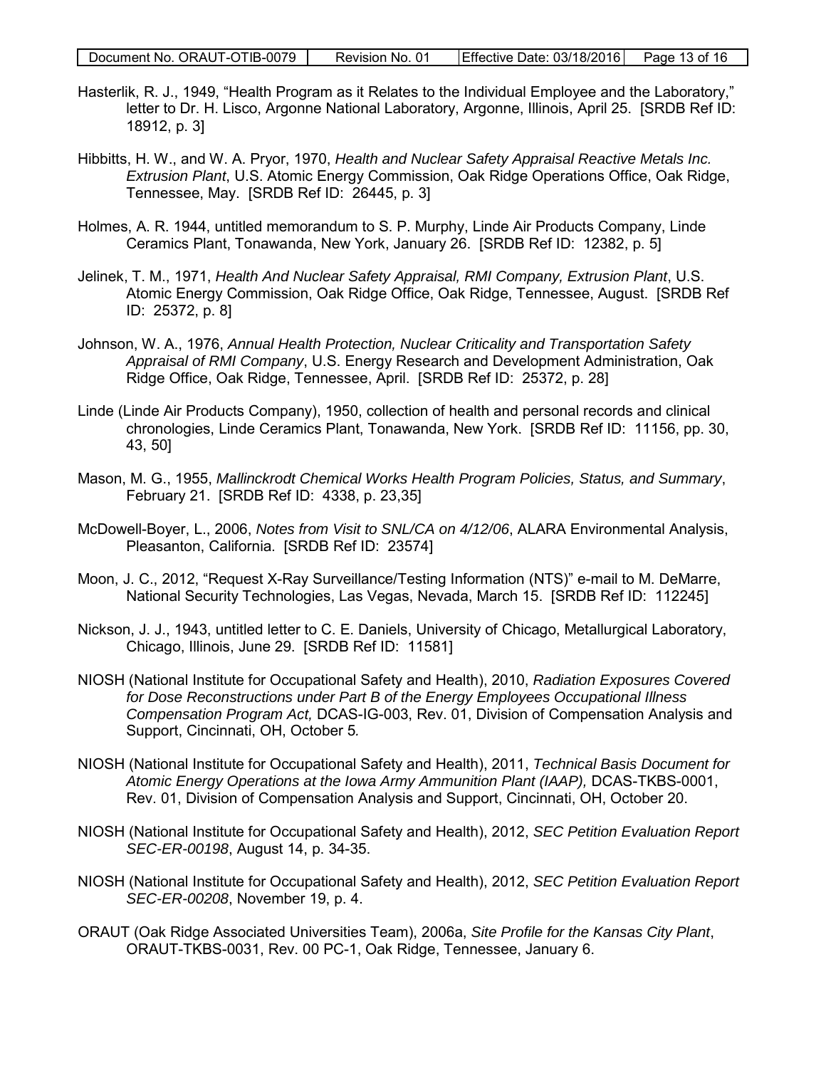Hasterlik, R. J., 1949, "Health Program as it Relates to the Individual Employee and the Laboratory," letter to Dr. H. Lisco, Argonne National Laboratory, Argonne, Illinois, April 25. [SRDB Ref ID: 18912, p. 3]

Hibbitts, H. W., and W. A. Pryor, 1970, *Health and Nuclear Safety Appraisal Reactive Metals Inc. Extrusion Plant*, U.S. Atomic Energy Commission, Oak Ridge Operations Office, Oak Ridge, Tennessee, May. [SRDB Ref ID: 26445, p. 3]

Holmes, A. R. 1944, untitled memorandum to S. P. Murphy, Linde Air Products Company, Linde Ceramics Plant, Tonawanda, New York, January 26. [SRDB Ref ID: 12382, p. 5]

Jelinek, T. M., 1971, *Health And Nuclear Safety Appraisal, RMI Company, Extrusion Plant*, U.S. Atomic Energy Commission, Oak Ridge Office, Oak Ridge, Tennessee, August. [SRDB Ref ID: 25372, p. 8]

Johnson, W. A., 1976, *Annual Health Protection, Nuclear Criticality and Transportation Safety Appraisal of RMI Company*, U.S. Energy Research and Development Administration, Oak Ridge Office, Oak Ridge, Tennessee, April. [SRDB Ref ID: 25372, p. 28]

Linde (Linde Air Products Company), 1950, collection of health and personal records and clinical chronologies, Linde Ceramics Plant, Tonawanda, New York. [SRDB Ref ID: 11156, pp. 30, 43, 50]

Mason, M. G., 1955, *Mallinckrodt Chemical Works Health Program Policies, Status, and Summary*, February 21. [SRDB Ref ID: 4338, p. 23,35]

McDowell-Boyer, L., 2006, *Notes from Visit to SNL/CA on 4/12/06*, ALARA Environmental Analysis, Pleasanton, California. [SRDB Ref ID: 23574]

Moon, J. C., 2012, "Request X-Ray Surveillance/Testing Information (NTS)" e-mail to M. DeMarre, National Security Technologies, Las Vegas, Nevada, March 15. [SRDB Ref ID: 112245]

Nickson, J. J., 1943, untitled letter to C. E. Daniels, University of Chicago, Metallurgical Laboratory, Chicago, Illinois, June 29. [SRDB Ref ID: 11581]

NIOSH (National Institute for Occupational Safety and Health), 2010, *Radiation Exposures Covered for Dose Reconstructions under Part B of the Energy Employees Occupational Illness Compensation Program Act,* DCAS-IG-003, Rev. 01, Division of Compensation Analysis and Support, Cincinnati, OH, October 5*.*

NIOSH (National Institute for Occupational Safety and Health), 2011, *Technical Basis Document for Atomic Energy Operations at the Iowa Army Ammunition Plant (IAAP),* DCAS-TKBS-0001, Rev. 01, Division of Compensation Analysis and Support, Cincinnati, OH, October 20.

NIOSH (National Institute for Occupational Safety and Health), 2012, *SEC Petition Evaluation Report SEC-ER-00198*, August 14, p. 34-35.

NIOSH (National Institute for Occupational Safety and Health), 2012, *SEC Petition Evaluation Report SEC-ER-00208*, November 19, p. 4.

ORAUT (Oak Ridge Associated Universities Team), 2006a, *Site Profile for the Kansas City Plant*, ORAUT-TKBS-0031, Rev. 00 PC-1, Oak Ridge, Tennessee, January 6.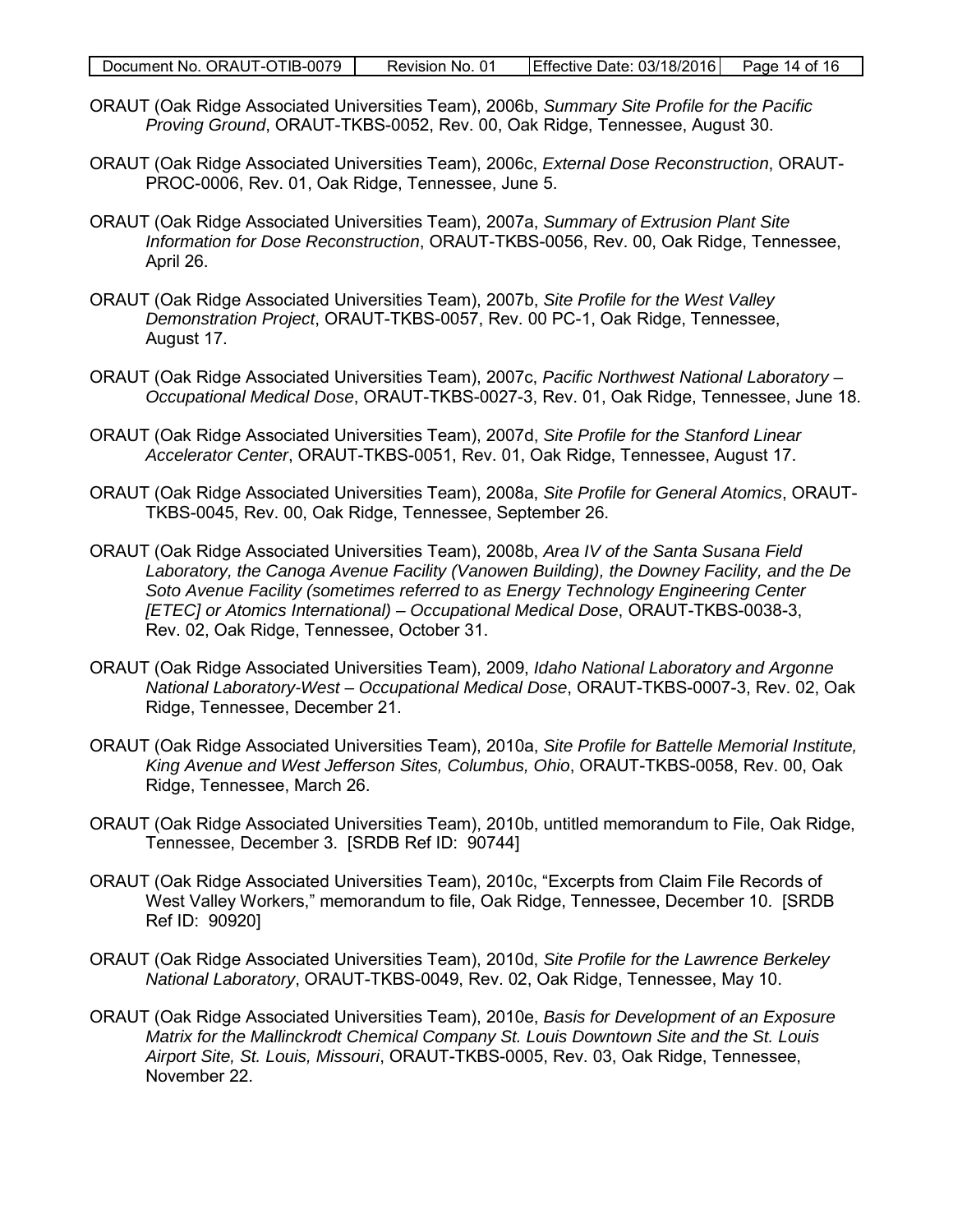ORAUT (Oak Ridge Associated Universities Team), 2006b, *Summary Site Profile for the Pacific Proving Ground*, ORAUT-TKBS-0052, Rev. 00, Oak Ridge, Tennessee, August 30.

ORAUT (Oak Ridge Associated Universities Team), 2006c, *External Dose Reconstruction*, ORAUT-PROC-0006, Rev. 01, Oak Ridge, Tennessee, June 5.

ORAUT (Oak Ridge Associated Universities Team), 2007a, *Summary of Extrusion Plant Site Information for Dose Reconstruction*, ORAUT-TKBS-0056, Rev. 00, Oak Ridge, Tennessee, April 26.

ORAUT (Oak Ridge Associated Universities Team), 2007b, *Site Profile for the West Valley Demonstration Project*, ORAUT-TKBS-0057, Rev. 00 PC-1, Oak Ridge, Tennessee, August 17.

ORAUT (Oak Ridge Associated Universities Team), 2007c, *Pacific Northwest National Laboratory – Occupational Medical Dose*, ORAUT-TKBS-0027-3, Rev. 01, Oak Ridge, Tennessee, June 18.

ORAUT (Oak Ridge Associated Universities Team), 2007d, *Site Profile for the Stanford Linear Accelerator Center*, ORAUT-TKBS-0051, Rev. 01, Oak Ridge, Tennessee, August 17.

ORAUT (Oak Ridge Associated Universities Team), 2008a, *Site Profile for General Atomics*, ORAUT-TKBS-0045, Rev. 00, Oak Ridge, Tennessee, September 26.

ORAUT (Oak Ridge Associated Universities Team), 2008b, *Area IV of the Santa Susana Field Laboratory, the Canoga Avenue Facility (Vanowen Building), the Downey Facility, and the De Soto Avenue Facility (sometimes referred to as Energy Technology Engineering Center [ETEC] or Atomics International) – Occupational Medical Dose*, ORAUT-TKBS-0038-3, Rev. 02, Oak Ridge, Tennessee, October 31.

ORAUT (Oak Ridge Associated Universities Team), 2009, *Idaho National Laboratory and Argonne National Laboratory-West – Occupational Medical Dose*, ORAUT-TKBS-0007-3, Rev. 02, Oak Ridge, Tennessee, December 21.

ORAUT (Oak Ridge Associated Universities Team), 2010a, *Site Profile for Battelle Memorial Institute, King Avenue and West Jefferson Sites, Columbus, Ohio*, ORAUT-TKBS-0058, Rev. 00, Oak Ridge, Tennessee, March 26.

ORAUT (Oak Ridge Associated Universities Team), 2010b, untitled memorandum to File, Oak Ridge, Tennessee, December 3. [SRDB Ref ID: 90744]

ORAUT (Oak Ridge Associated Universities Team), 2010c, "Excerpts from Claim File Records of West Valley Workers," memorandum to file, Oak Ridge, Tennessee, December 10. [SRDB Ref ID: 90920]

ORAUT (Oak Ridge Associated Universities Team), 2010d, *Site Profile for the Lawrence Berkeley National Laboratory*, ORAUT-TKBS-0049, Rev. 02, Oak Ridge, Tennessee, May 10.

ORAUT (Oak Ridge Associated Universities Team), 2010e, *Basis for Development of an Exposure Matrix for the Mallinckrodt Chemical Company St. Louis Downtown Site and the St. Louis Airport Site, St. Louis, Missouri*, ORAUT-TKBS-0005, Rev. 03, Oak Ridge, Tennessee, November 22.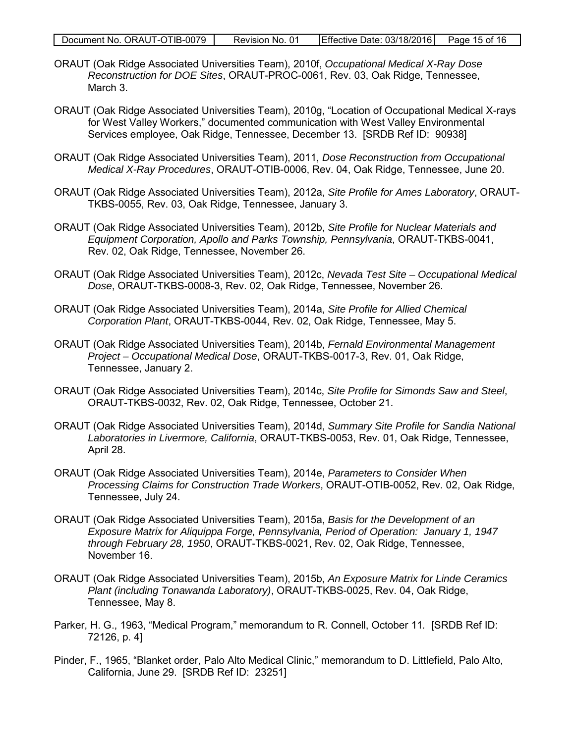ORAUT (Oak Ridge Associated Universities Team), 2010f, *Occupational Medical X-Ray Dose Reconstruction for DOE Sites*, ORAUT-PROC-0061, Rev. 03, Oak Ridge, Tennessee, March 3.

ORAUT (Oak Ridge Associated Universities Team), 2010g, "Location of Occupational Medical X-rays for West Valley Workers," documented communication with West Valley Environmental Services employee, Oak Ridge, Tennessee, December 13. [SRDB Ref ID: 90938]

ORAUT (Oak Ridge Associated Universities Team), 2011, *Dose Reconstruction from Occupational Medical X-Ray Procedures*, ORAUT-OTIB-0006, Rev. 04, Oak Ridge, Tennessee, June 20.

ORAUT (Oak Ridge Associated Universities Team), 2012a, *Site Profile for Ames Laboratory*, ORAUT-TKBS-0055, Rev. 03, Oak Ridge, Tennessee, January 3.

ORAUT (Oak Ridge Associated Universities Team), 2012b, *Site Profile for Nuclear Materials and Equipment Corporation, Apollo and Parks Township, Pennsylvania*, ORAUT-TKBS-0041, Rev. 02, Oak Ridge, Tennessee, November 26.

ORAUT (Oak Ridge Associated Universities Team), 2012c, *Nevada Test Site – Occupational Medical Dose*, ORAUT-TKBS-0008-3, Rev. 02, Oak Ridge, Tennessee, November 26.

ORAUT (Oak Ridge Associated Universities Team), 2014a, *Site Profile for Allied Chemical Corporation Plant*, ORAUT-TKBS-0044, Rev. 02, Oak Ridge, Tennessee, May 5.

ORAUT (Oak Ridge Associated Universities Team), 2014b, *Fernald Environmental Management Project – Occupational Medical Dose*, ORAUT-TKBS-0017-3, Rev. 01, Oak Ridge, Tennessee, January 2.

ORAUT (Oak Ridge Associated Universities Team), 2014c, *Site Profile for Simonds Saw and Steel*, ORAUT-TKBS-0032, Rev. 02, Oak Ridge, Tennessee, October 21.

ORAUT (Oak Ridge Associated Universities Team), 2014d, *Summary Site Profile for Sandia National Laboratories in Livermore, California*, ORAUT-TKBS-0053, Rev. 01, Oak Ridge, Tennessee, April 28.

ORAUT (Oak Ridge Associated Universities Team), 2014e, *Parameters to Consider When Processing Claims for Construction Trade Workers*, ORAUT-OTIB-0052, Rev. 02, Oak Ridge, Tennessee, July 24.

ORAUT (Oak Ridge Associated Universities Team), 2015a, *Basis for the Development of an Exposure Matrix for Aliquippa Forge, Pennsylvania, Period of Operation: January 1, 1947 through February 28, 1950*, ORAUT-TKBS-0021, Rev. 02, Oak Ridge, Tennessee, November 16.

ORAUT (Oak Ridge Associated Universities Team), 2015b, *An Exposure Matrix for Linde Ceramics Plant (including Tonawanda Laboratory)*, ORAUT-TKBS-0025, Rev. 04, Oak Ridge, Tennessee, May 8.

Parker, H. G., 1963, "Medical Program," memorandum to R. Connell, October 11. [SRDB Ref ID: 72126, p. 4]

Pinder, F., 1965, "Blanket order, Palo Alto Medical Clinic," memorandum to D. Littlefield, Palo Alto, California, June 29. [SRDB Ref ID: 23251]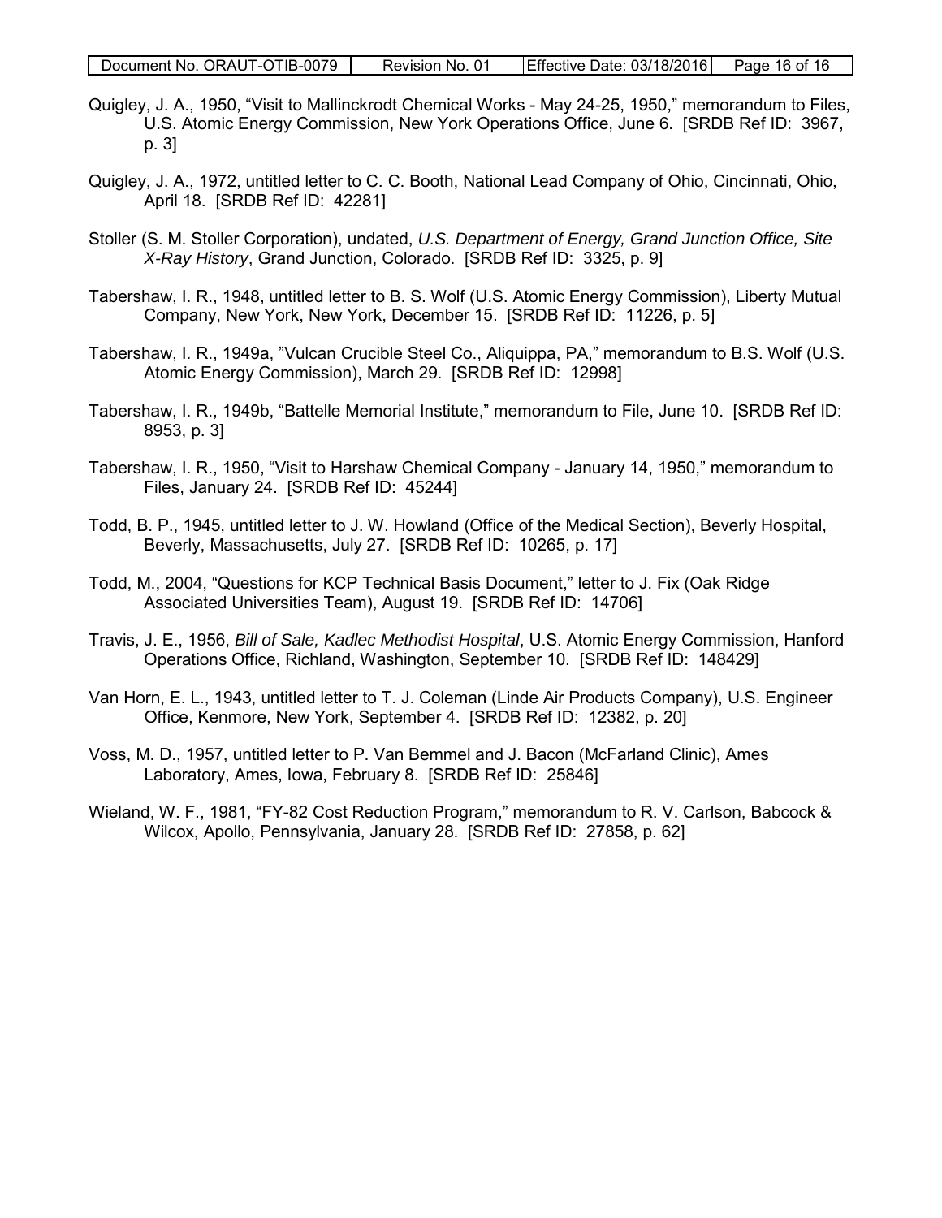Quigley, J. A., 1950, "Visit to Mallinckrodt Chemical Works - May 24-25, 1950," memorandum to Files, U.S. Atomic Energy Commission, New York Operations Office, June 6. [SRDB Ref ID: 3967, p. 3]

Quigley, J. A., 1972, untitled letter to C. C. Booth, National Lead Company of Ohio, Cincinnati, Ohio, April 18. [SRDB Ref ID: 42281]

Stoller (S. M. Stoller Corporation), undated, *U.S. Department of Energy, Grand Junction Office, Site X-Ray History*, Grand Junction, Colorado. [SRDB Ref ID: 3325, p. 9]

Tabershaw, I. R., 1948, untitled letter to B. S. Wolf (U.S. Atomic Energy Commission), Liberty Mutual Company, New York, New York, December 15. [SRDB Ref ID: 11226, p. 5]

Tabershaw, I. R., 1949a, "Vulcan Crucible Steel Co., Aliquippa, PA," memorandum to B.S. Wolf (U.S. Atomic Energy Commission), March 29. [SRDB Ref ID: 12998]

Tabershaw, I. R., 1949b, "Battelle Memorial Institute," memorandum to File, June 10. [SRDB Ref ID: 8953, p. 3]

Tabershaw, I. R., 1950, "Visit to Harshaw Chemical Company - January 14, 1950," memorandum to Files, January 24. [SRDB Ref ID: 45244]

Todd, B. P., 1945, untitled letter to J. W. Howland (Office of the Medical Section), Beverly Hospital, Beverly, Massachusetts, July 27. [SRDB Ref ID: 10265, p. 17]

Todd, M., 2004, "Questions for KCP Technical Basis Document," letter to J. Fix (Oak Ridge Associated Universities Team), August 19. [SRDB Ref ID: 14706]

Travis, J. E., 1956, *Bill of Sale, Kadlec Methodist Hospital*, U.S. Atomic Energy Commission, Hanford Operations Office, Richland, Washington, September 10. [SRDB Ref ID: 148429]

Van Horn, E. L., 1943, untitled letter to T. J. Coleman (Linde Air Products Company), U.S. Engineer Office, Kenmore, New York, September 4. [SRDB Ref ID: 12382, p. 20]

Voss, M. D., 1957, untitled letter to P. Van Bemmel and J. Bacon (McFarland Clinic), Ames Laboratory, Ames, Iowa, February 8. [SRDB Ref ID: 25846]

Wieland, W. F., 1981, "FY-82 Cost Reduction Program," memorandum to R. V. Carlson, Babcock & Wilcox, Apollo, Pennsylvania, January 28. [SRDB Ref ID: 27858, p. 62]